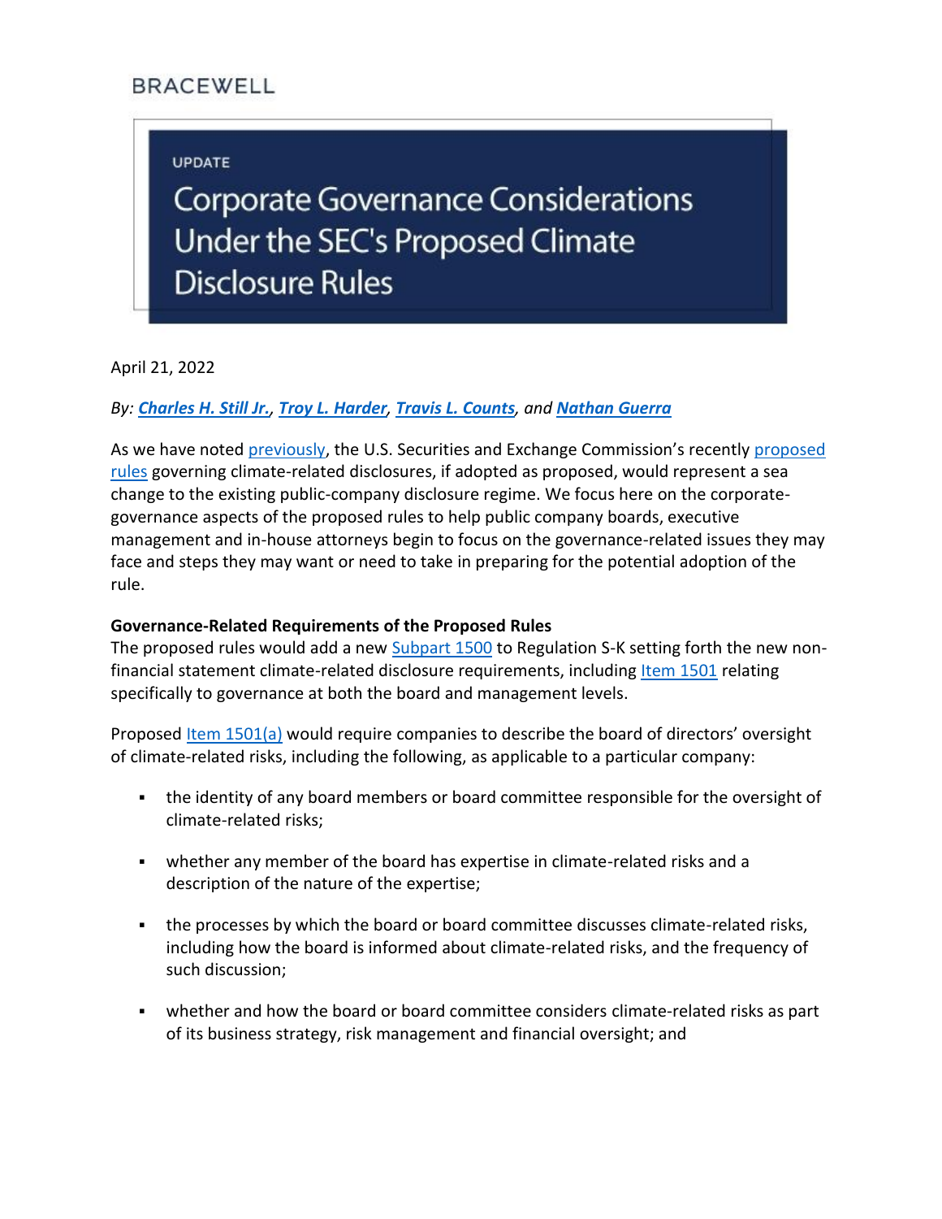BRACEWELL

UPDATE

# Corporate Governance Considerations Under the SEC's Proposed Climate Disclosure Rules

April 21, 2022

*By: **Charles H. Still Jr.**, **Troy L. Harder**, **Travis L. Counts**, and **Nathan Guerra***

As we have noted previously, the U.S. Securities and Exchange Commission's recently proposed rules governing climate-related disclosures, if adopted as proposed, would represent a sea change to the existing public-company disclosure regime. We focus here on the corporate-governance aspects of the proposed rules to help public company boards, executive management and in-house attorneys begin to focus on the governance-related issues they may face and steps they may want or need to take in preparing for the potential adoption of the rule.

**Governance-Related Requirements of the Proposed Rules**

The proposed rules would add a new Subpart 1500 to Regulation S-K setting forth the new non-financial statement climate-related disclosure requirements, including Item 1501 relating specifically to governance at both the board and management levels.

Proposed Item 1501(a) would require companies to describe the board of directors' oversight of climate-related risks, including the following, as applicable to a particular company:

- the identity of any board members or board committee responsible for the oversight of climate-related risks;
- whether any member of the board has expertise in climate-related risks and a description of the nature of the expertise;
- the processes by which the board or board committee discusses climate-related risks, including how the board is informed about climate-related risks, and the frequency of such discussion;
- whether and how the board or board committee considers climate-related risks as part of its business strategy, risk management and financial oversight; and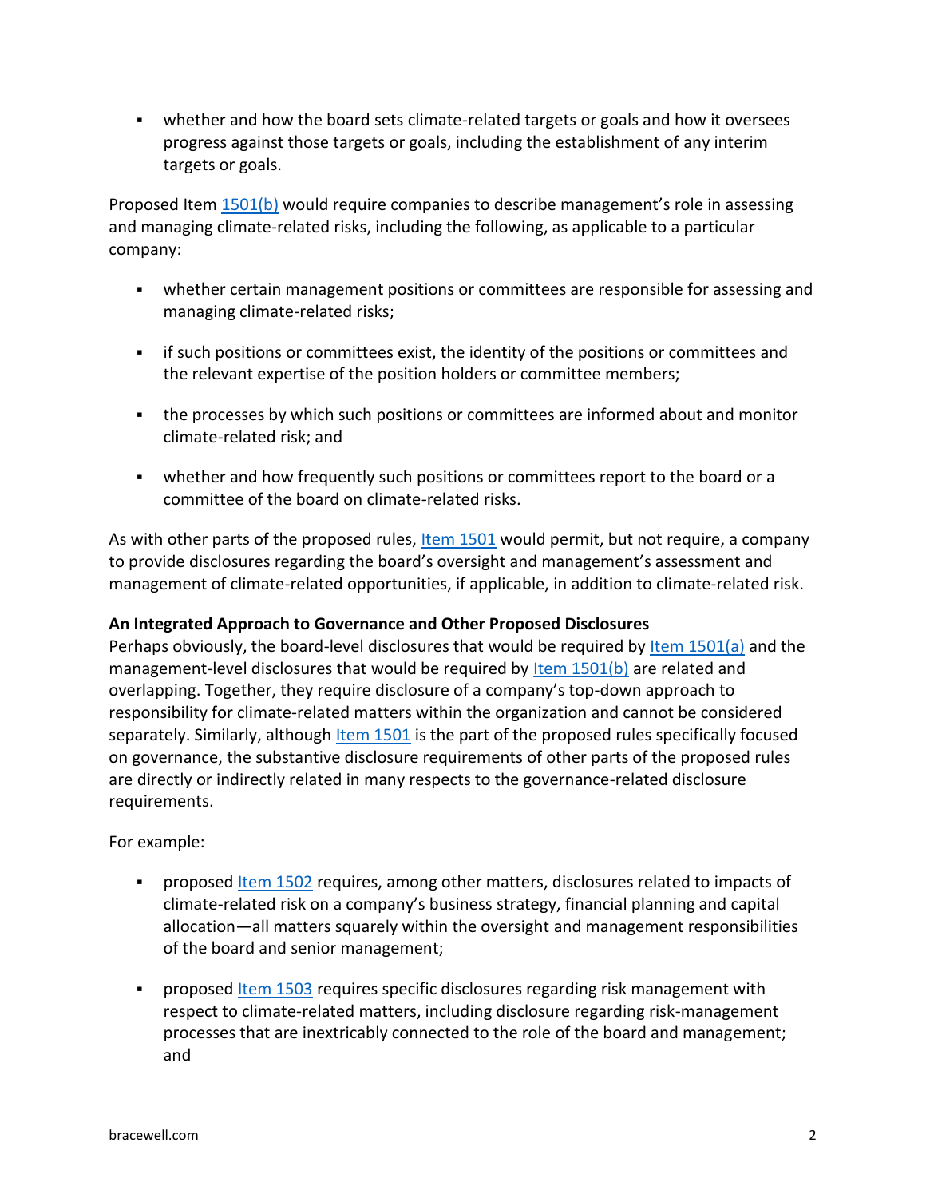- whether and how the board sets climate-related targets or goals and how it oversees progress against those targets or goals, including the establishment of any interim targets or goals.

Proposed Item 1501(b) would require companies to describe management's role in assessing and managing climate-related risks, including the following, as applicable to a particular company:

- whether certain management positions or committees are responsible for assessing and managing climate-related risks;
- if such positions or committees exist, the identity of the positions or committees and the relevant expertise of the position holders or committee members;
- the processes by which such positions or committees are informed about and monitor climate-related risk; and
- whether and how frequently such positions or committees report to the board or a committee of the board on climate-related risks.

As with other parts of the proposed rules, Item 1501 would permit, but not require, a company to provide disclosures regarding the board's oversight and management's assessment and management of climate-related opportunities, if applicable, in addition to climate-related risk.

**An Integrated Approach to Governance and Other Proposed Disclosures**

Perhaps obviously, the board-level disclosures that would be required by Item 1501(a) and the management-level disclosures that would be required by Item 1501(b) are related and overlapping. Together, they require disclosure of a company's top-down approach to responsibility for climate-related matters within the organization and cannot be considered separately. Similarly, although Item 1501 is the part of the proposed rules specifically focused on governance, the substantive disclosure requirements of other parts of the proposed rules are directly or indirectly related in many respects to the governance-related disclosure requirements.

For example:

- proposed Item 1502 requires, among other matters, disclosures related to impacts of climate-related risk on a company's business strategy, financial planning and capital allocation—all matters squarely within the oversight and management responsibilities of the board and senior management;
- proposed Item 1503 requires specific disclosures regarding risk management with respect to climate-related matters, including disclosure regarding risk-management processes that are inextricably connected to the role of the board and management; and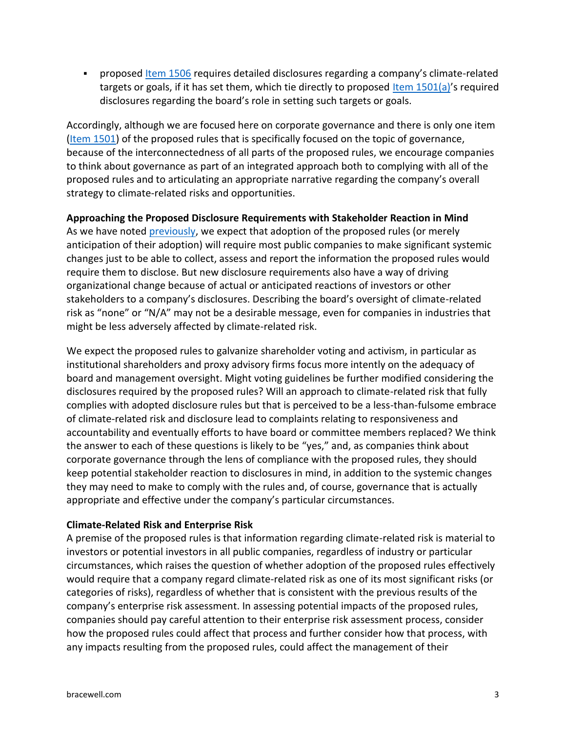- proposed Item 1506 requires detailed disclosures regarding a company's climate-related targets or goals, if it has set them, which tie directly to proposed Item 1501(a)'s required disclosures regarding the board's role in setting such targets or goals.

Accordingly, although we are focused here on corporate governance and there is only one item (Item 1501) of the proposed rules that is specifically focused on the topic of governance, because of the interconnectedness of all parts of the proposed rules, we encourage companies to think about governance as part of an integrated approach both to complying with all of the proposed rules and to articulating an appropriate narrative regarding the company's overall strategy to climate-related risks and opportunities.

**Approaching the Proposed Disclosure Requirements with Stakeholder Reaction in Mind**

As we have noted previously, we expect that adoption of the proposed rules (or merely anticipation of their adoption) will require most public companies to make significant systemic changes just to be able to collect, assess and report the information the proposed rules would require them to disclose. But new disclosure requirements also have a way of driving organizational change because of actual or anticipated reactions of investors or other stakeholders to a company's disclosures. Describing the board's oversight of climate-related risk as "none" or "N/A" may not be a desirable message, even for companies in industries that might be less adversely affected by climate-related risk.

We expect the proposed rules to galvanize shareholder voting and activism, in particular as institutional shareholders and proxy advisory firms focus more intently on the adequacy of board and management oversight. Might voting guidelines be further modified considering the disclosures required by the proposed rules? Will an approach to climate-related risk that fully complies with adopted disclosure rules but that is perceived to be a less-than-fulsome embrace of climate-related risk and disclosure lead to complaints relating to responsiveness and accountability and eventually efforts to have board or committee members replaced? We think the answer to each of these questions is likely to be "yes," and, as companies think about corporate governance through the lens of compliance with the proposed rules, they should keep potential stakeholder reaction to disclosures in mind, in addition to the systemic changes they may need to make to comply with the rules and, of course, governance that is actually appropriate and effective under the company's particular circumstances.

**Climate-Related Risk and Enterprise Risk**

A premise of the proposed rules is that information regarding climate-related risk is material to investors or potential investors in all public companies, regardless of industry or particular circumstances, which raises the question of whether adoption of the proposed rules effectively would require that a company regard climate-related risk as one of its most significant risks (or categories of risks), regardless of whether that is consistent with the previous results of the company's enterprise risk assessment. In assessing potential impacts of the proposed rules, companies should pay careful attention to their enterprise risk assessment process, consider how the proposed rules could affect that process and further consider how that process, with any impacts resulting from the proposed rules, could affect the management of their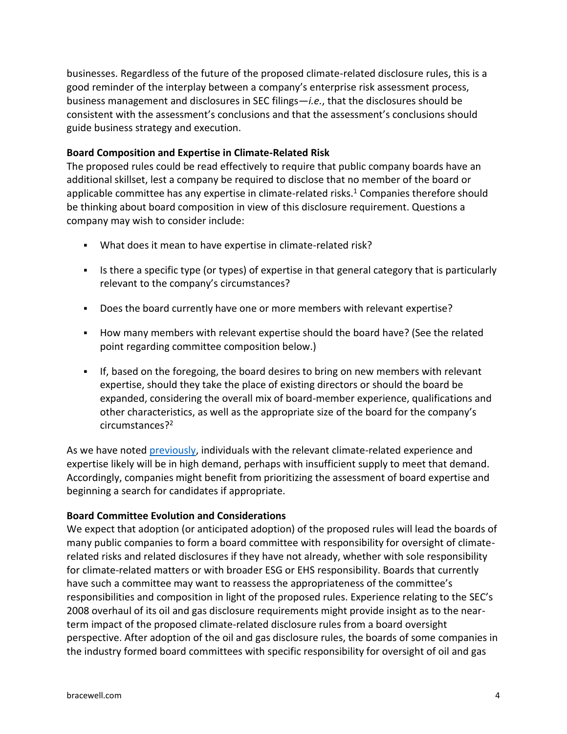businesses. Regardless of the future of the proposed climate-related disclosure rules, this is a good reminder of the interplay between a company's enterprise risk assessment process, business management and disclosures in SEC filings—*i.e.*, that the disclosures should be consistent with the assessment's conclusions and that the assessment's conclusions should guide business strategy and execution.

**Board Composition and Expertise in Climate-Related Risk**

The proposed rules could be read effectively to require that public company boards have an additional skillset, lest a company be required to disclose that no member of the board or applicable committee has any expertise in climate-related risks.[1] Companies therefore should be thinking about board composition in view of this disclosure requirement. Questions a company may wish to consider include:

- What does it mean to have expertise in climate-related risk?
- Is there a specific type (or types) of expertise in that general category that is particularly relevant to the company's circumstances?
- Does the board currently have one or more members with relevant expertise?
- How many members with relevant expertise should the board have? (See the related point regarding committee composition below.)
- If, based on the foregoing, the board desires to bring on new members with relevant expertise, should they take the place of existing directors or should the board be expanded, considering the overall mix of board-member experience, qualifications and other characteristics, as well as the appropriate size of the board for the company's circumstances?[2]

As we have noted previously, individuals with the relevant climate-related experience and expertise likely will be in high demand, perhaps with insufficient supply to meet that demand. Accordingly, companies might benefit from prioritizing the assessment of board expertise and beginning a search for candidates if appropriate.

**Board Committee Evolution and Considerations**

We expect that adoption (or anticipated adoption) of the proposed rules will lead the boards of many public companies to form a board committee with responsibility for oversight of climate-related risks and related disclosures if they have not already, whether with sole responsibility for climate-related matters or with broader ESG or EHS responsibility. Boards that currently have such a committee may want to reassess the appropriateness of the committee's responsibilities and composition in light of the proposed rules. Experience relating to the SEC's 2008 overhaul of its oil and gas disclosure requirements might provide insight as to the near-term impact of the proposed climate-related disclosure rules from a board oversight perspective. After adoption of the oil and gas disclosure rules, the boards of some companies in the industry formed board committees with specific responsibility for oversight of oil and gas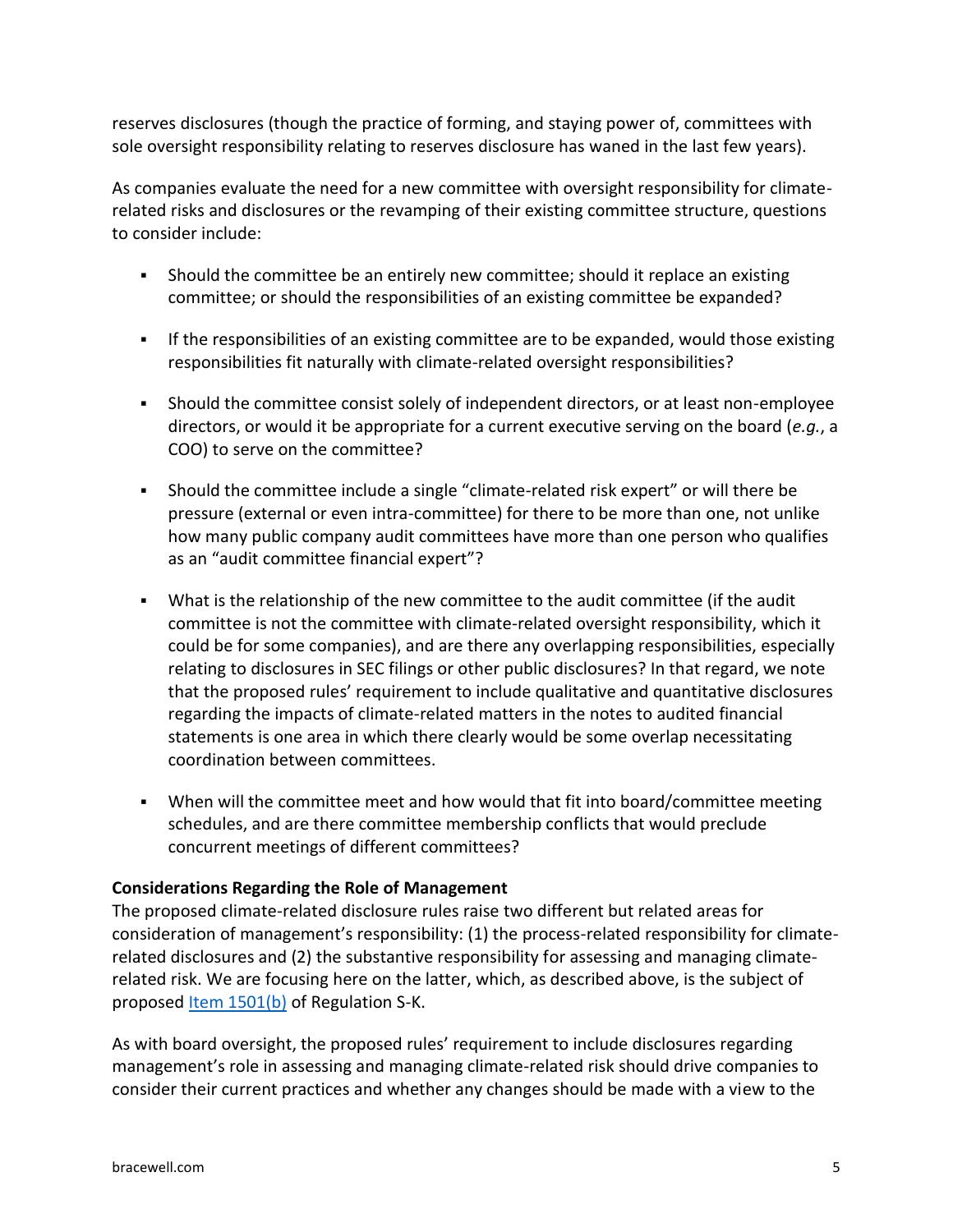reserves disclosures (though the practice of forming, and staying power of, committees with sole oversight responsibility relating to reserves disclosure has waned in the last few years).

As companies evaluate the need for a new committee with oversight responsibility for climate-related risks and disclosures or the revamping of their existing committee structure, questions to consider include:

- Should the committee be an entirely new committee; should it replace an existing committee; or should the responsibilities of an existing committee be expanded?
- If the responsibilities of an existing committee are to be expanded, would those existing responsibilities fit naturally with climate-related oversight responsibilities?
- Should the committee consist solely of independent directors, or at least non-employee directors, or would it be appropriate for a current executive serving on the board (*e.g.*, a COO) to serve on the committee?
- Should the committee include a single "climate-related risk expert" or will there be pressure (external or even intra-committee) for there to be more than one, not unlike how many public company audit committees have more than one person who qualifies as an "audit committee financial expert"?
- What is the relationship of the new committee to the audit committee (if the audit committee is not the committee with climate-related oversight responsibility, which it could be for some companies), and are there any overlapping responsibilities, especially relating to disclosures in SEC filings or other public disclosures? In that regard, we note that the proposed rules' requirement to include qualitative and quantitative disclosures regarding the impacts of climate-related matters in the notes to audited financial statements is one area in which there clearly would be some overlap necessitating coordination between committees.
- When will the committee meet and how would that fit into board/committee meeting schedules, and are there committee membership conflicts that would preclude concurrent meetings of different committees?

**Considerations Regarding the Role of Management**

The proposed climate-related disclosure rules raise two different but related areas for consideration of management's responsibility: (1) the process-related responsibility for climate-related disclosures and (2) the substantive responsibility for assessing and managing climate-related risk. We are focusing here on the latter, which, as described above, is the subject of proposed Item 1501(b) of Regulation S-K.

As with board oversight, the proposed rules' requirement to include disclosures regarding management's role in assessing and managing climate-related risk should drive companies to consider their current practices and whether any changes should be made with a view to the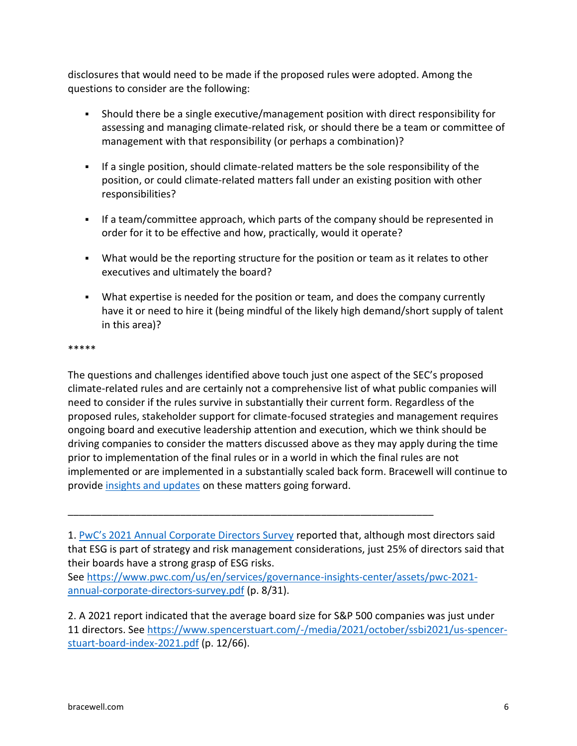disclosures that would need to be made if the proposed rules were adopted. Among the questions to consider are the following:

- Should there be a single executive/management position with direct responsibility for assessing and managing climate-related risk, or should there be a team or committee of management with that responsibility (or perhaps a combination)?
- If a single position, should climate-related matters be the sole responsibility of the position, or could climate-related matters fall under an existing position with other responsibilities?
- If a team/committee approach, which parts of the company should be represented in order for it to be effective and how, practically, would it operate?
- What would be the reporting structure for the position or team as it relates to other executives and ultimately the board?
- What expertise is needed for the position or team, and does the company currently have it or need to hire it (being mindful of the likely high demand/short supply of talent in this area)?

*****

The questions and challenges identified above touch just one aspect of the SEC's proposed climate-related rules and are certainly not a comprehensive list of what public companies will need to consider if the rules survive in substantially their current form. Regardless of the proposed rules, stakeholder support for climate-focused strategies and management requires ongoing board and executive leadership attention and execution, which we think should be driving companies to consider the matters discussed above as they may apply during the time prior to implementation of the final rules or in a world in which the final rules are not implemented or are implemented in a substantially scaled back form. Bracewell will continue to provide insights and updates on these matters going forward.

---

1. PwC's 2021 Annual Corporate Directors Survey reported that, although most directors said that ESG is part of strategy and risk management considerations, just 25% of directors said that their boards have a strong grasp of ESG risks. See https://www.pwc.com/us/en/services/governance-insights-center/assets/pwc-2021-annual-corporate-directors-survey.pdf (p. 8/31).

2. A 2021 report indicated that the average board size for S&P 500 companies was just under 11 directors. See https://www.spencerstuart.com/-/media/2021/october/ssbi2021/us-spencer-stuart-board-index-2021.pdf (p. 12/66).